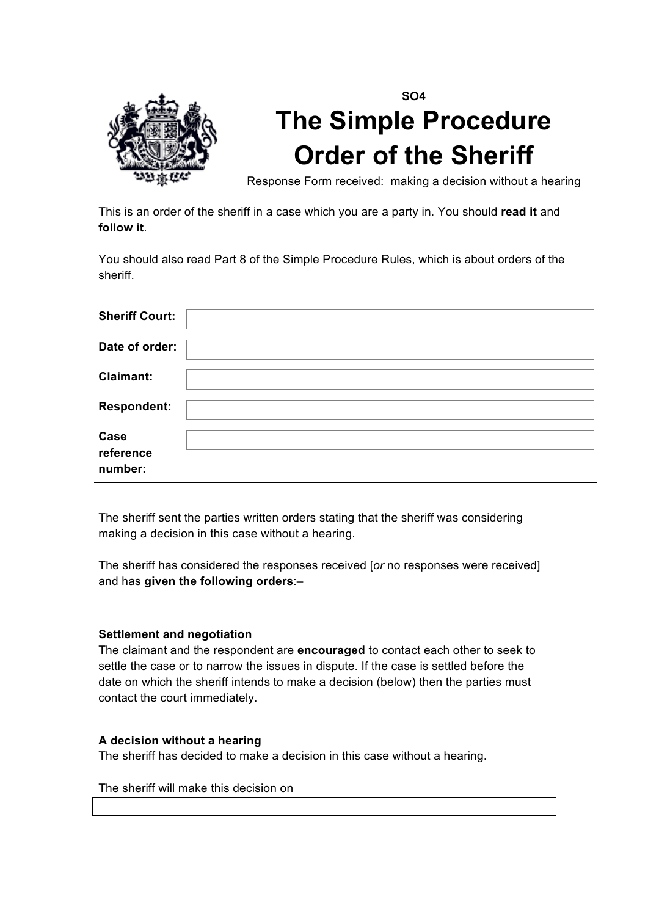**SO4**

# The Simple Procedure Order of the Sheriff

Response Form received: making a decision without a hearing

This is an order of the sheriff in a case which you are a party in. You should **read it** and **follow it**.

You should also read Part 8 of the Simple Procedure Rules, which is about orders of the sheriff.

| | |
|---|---|
| **Sheriff Court:** | |
| **Date of order:** | |
| **Claimant:** | |
| **Respondent:** | |
| **Case reference number:** | |

---

The sheriff sent the parties written orders stating that the sheriff was considering making a decision in this case without a hearing.

The sheriff has considered the responses received [*or* no responses were received] and has **given the following orders**:–

**Settlement and negotiation**
The claimant and the respondent are **encouraged** to contact each other to seek to settle the case or to narrow the issues in dispute. If the case is settled before the date on which the sheriff intends to make a decision (below) then the parties must contact the court immediately.

**A decision without a hearing**
The sheriff has decided to make a decision in this case without a hearing.

The sheriff will make this decision on

| |
|---|
| |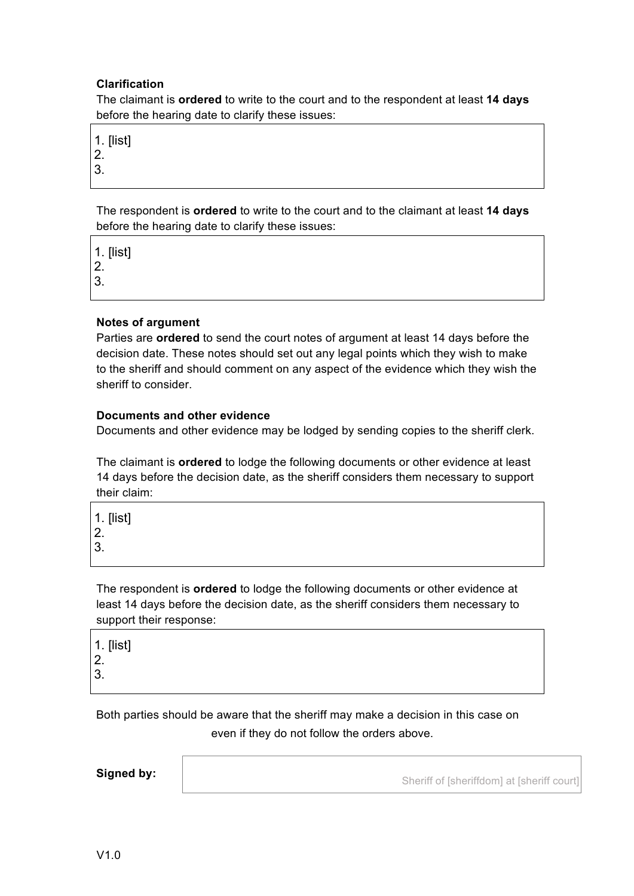**Clarification**

The claimant is **ordered** to write to the court and to the respondent at least **14 days** before the hearing date to clarify these issues:

1. [list]
2. 
3. 

The respondent is **ordered** to write to the court and to the claimant at least **14 days** before the hearing date to clarify these issues:

1. [list]
2. 
3. 

**Notes of argument**

Parties are **ordered** to send the court notes of argument at least 14 days before the decision date. These notes should set out any legal points which they wish to make to the sheriff and should comment on any aspect of the evidence which they wish the sheriff to consider.

**Documents and other evidence**

Documents and other evidence may be lodged by sending copies to the sheriff clerk.

The claimant is **ordered** to lodge the following documents or other evidence at least 14 days before the decision date, as the sheriff considers them necessary to support their claim:

1. [list]
2. 
3. 

The respondent is **ordered** to lodge the following documents or other evidence at least 14 days before the decision date, as the sheriff considers them necessary to support their response:

1. [list]
2. 
3. 

Both parties should be aware that the sheriff may make a decision in this case on even if they do not follow the orders above.

**Signed by:** Sheriff of [sheriffdom] at [sheriff court]

V1.0